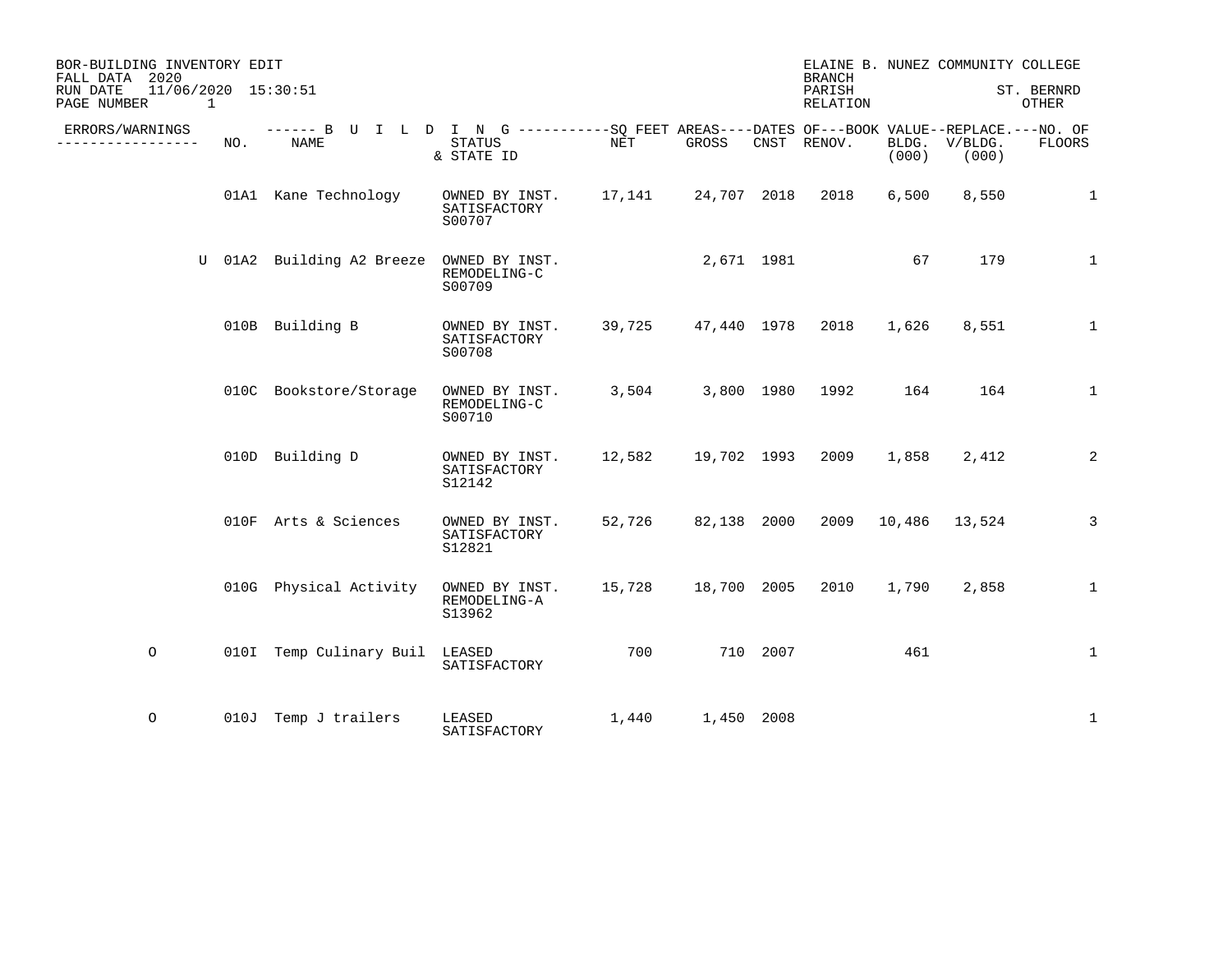BOR-BUILDING INVENTORY EDIT
FALL DATA 2020
RUN DATE 11/06/2020 15:30:51
PAGE NUMBER 1

ELAINE B. NUNEZ COMMUNITY COLLEGE
BRANCH
PARISH ST. BERNRD
RELATION OTHER

| ERRORS/WARNINGS | | NO. | NAME | STATUS & STATE ID | NET | GROSS | CNST | RENOV. | BLDG. (000) | V/BLDG. (000) | FLOORS |
|---|---|---|---|---|---|---|---|---|---|---|---|
| | | 01A1 | Kane Technology | OWNED BY INST. SATISFACTORY S00707 | 17,141 | 24,707 | 2018 | 2018 | 6,500 | 8,550 | 1 |
| | U | 01A2 | Building A2 Breeze | OWNED BY INST. REMODELING-C S00709 | | 2,671 | 1981 | | 67 | 179 | 1 |
| | | 010B | Building B | OWNED BY INST. SATISFACTORY S00708 | 39,725 | 47,440 | 1978 | 2018 | 1,626 | 8,551 | 1 |
| | | 010C | Bookstore/Storage | OWNED BY INST. REMODELING-C S00710 | 3,504 | 3,800 | 1980 | 1992 | 164 | 164 | 1 |
| | | 010D | Building D | OWNED BY INST. SATISFACTORY S12142 | 12,582 | 19,702 | 1993 | 2009 | 1,858 | 2,412 | 2 |
| | | 010F | Arts & Sciences | OWNED BY INST. SATISFACTORY S12821 | 52,726 | 82,138 | 2000 | 2009 | 10,486 | 13,524 | 3 |
| | | 010G | Physical Activity | OWNED BY INST. REMODELING-A S13962 | 15,728 | 18,700 | 2005 | 2010 | 1,790 | 2,858 | 1 |
| O | | 010I | Temp Culinary Buil | LEASED SATISFACTORY | 700 | 710 | 2007 | | 461 | | 1 |
| O | | 010J | Temp J trailers | LEASED SATISFACTORY | 1,440 | 1,450 | 2008 | | | | 1 |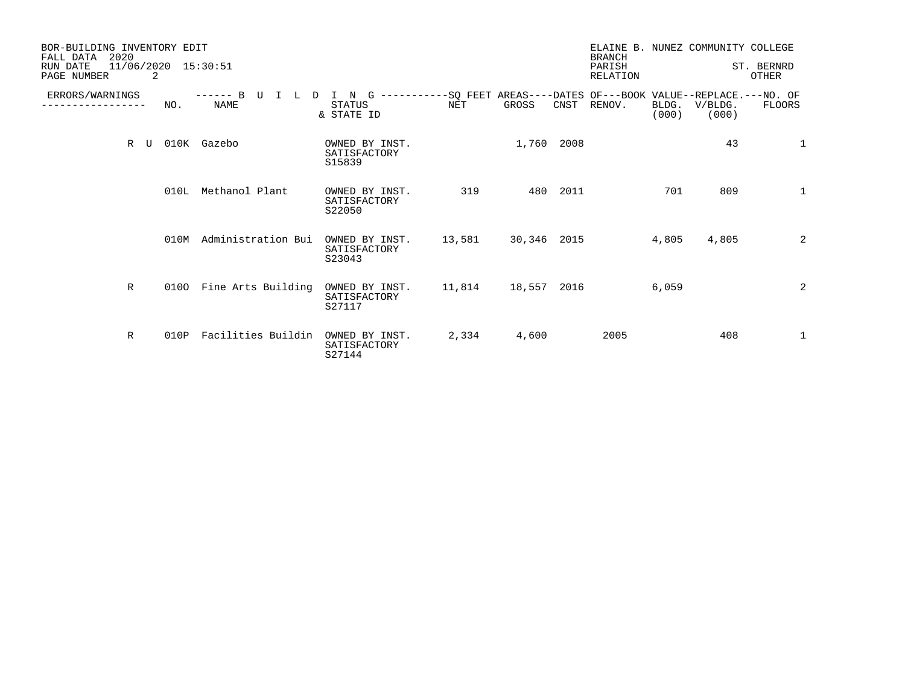BOR-BUILDING INVENTORY EDIT
FALL DATA 2020
RUN DATE 11/06/2020 15:30:51

ELAINE B. NUNEZ COMMUNITY COLLEGE
BRANCH
PARISH ST. BERNRD
RELATION OTHER

| ERRORS/WARNINGS | NO. | BUILDING NAME | STATUS & STATE ID | SQ FEET AREAS NET | SQ FEET AREAS GROSS | DATES OF CNST | DATES OF RENOV. | BOOK VALUE BLDG. (000) | REPLACE. V/BLDG. (000) | NO. OF FLOORS |
|---|---|---|---|---|---|---|---|---|---|---|
| R U | 010K | Gazebo | OWNED BY INST. SATISFACTORY S15839 | | 1,760 | 2008 | | | 43 | 1 |
| | 010L | Methanol Plant | OWNED BY INST. SATISFACTORY S22050 | 319 | 480 | 2011 | | 701 | 809 | 1 |
| | 010M | Administration Bui | OWNED BY INST. SATISFACTORY S23043 | 13,581 | 30,346 | 2015 | | 4,805 | 4,805 | 2 |
| R | 010O | Fine Arts Building | OWNED BY INST. SATISFACTORY S27117 | 11,814 | 18,557 | 2016 | | 6,059 | | 2 |
| R | 010P | Facilities Buildin | OWNED BY INST. SATISFACTORY S27144 | 2,334 | 4,600 | | 2005 | | 408 | 1 |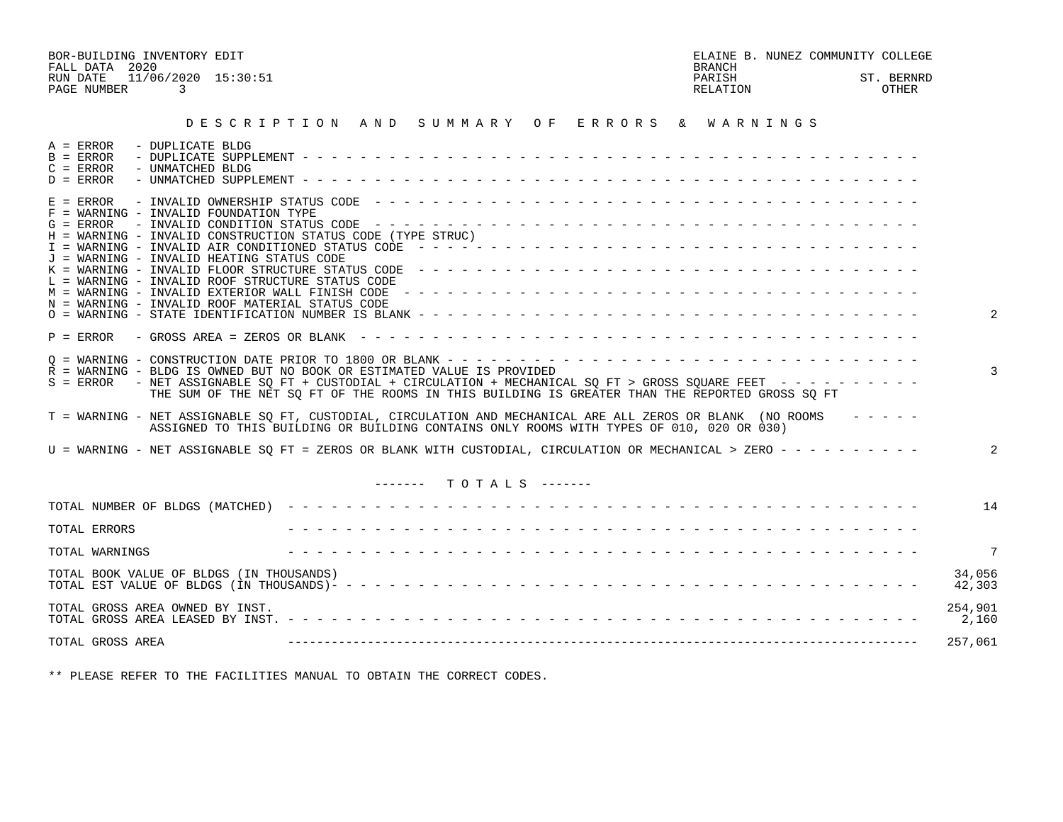BOR-BUILDING INVENTORY EDIT
FALL DATA 2020
RUN DATE 11/06/2020 15:30:51
PAGE NUMBER 3

ELAINE B. NUNEZ COMMUNITY COLLEGE
BRANCH
PARISH ST. BERNRD
RELATION OTHER

## D E S C R I P T I O N A N D S U M M A R Y O F E R R O R S & W A R N I N G S

| Code | Description | Count |
|---|---|---|
| A = ERROR | DUPLICATE BLDG | |
| B = ERROR | DUPLICATE SUPPLEMENT | |
| C = ERROR | UNMATCHED BLDG | |
| D = ERROR | UNMATCHED SUPPLEMENT | |
| E = ERROR | INVALID OWNERSHIP STATUS CODE | |
| F = WARNING | INVALID FOUNDATION TYPE | |
| G = ERROR | INVALID CONDITION STATUS CODE | |
| H = WARNING | INVALID CONSTRUCTION STATUS CODE (TYPE STRUC) | |
| I = WARNING | INVALID AIR CONDITIONED STATUS CODE | |
| J = WARNING | INVALID HEATING STATUS CODE | |
| K = WARNING | INVALID FLOOR STRUCTURE STATUS CODE | |
| L = WARNING | INVALID ROOF STRUCTURE STATUS CODE | |
| M = WARNING | INVALID EXTERIOR WALL FINISH CODE | |
| N = WARNING | INVALID ROOF MATERIAL STATUS CODE | |
| O = WARNING | STATE IDENTIFICATION NUMBER IS BLANK | 2 |
| P = ERROR | GROSS AREA = ZEROS OR BLANK | |
| Q = WARNING | CONSTRUCTION DATE PRIOR TO 1800 OR BLANK | |
| R = WARNING | BLDG IS OWNED BUT NO BOOK OR ESTIMATED VALUE IS PROVIDED | 3 |
| S = ERROR | NET ASSIGNABLE SQ FT + CUSTODIAL + CIRCULATION + MECHANICAL SQ FT > GROSS SQUARE FEET THE SUM OF THE NET SQ FT OF THE ROOMS IN THIS BUILDING IS GREATER THAN THE REPORTED GROSS SQ FT | |
| T = WARNING | NET ASSIGNABLE SQ FT, CUSTODIAL, CIRCULATION AND MECHANICAL ARE ALL ZEROS OR BLANK (NO ROOMS ASSIGNED TO THIS BUILDING OR BUILDING CONTAINS ONLY ROOMS WITH TYPES OF 010, 020 OR 030) | |
| U = WARNING | NET ASSIGNABLE SQ FT = ZEROS OR BLANK WITH CUSTODIAL, CIRCULATION OR MECHANICAL > ZERO | 2 |

## ------- T O T A L S -------

| | |
|---|---|
| TOTAL NUMBER OF BLDGS (MATCHED) | 14 |
| TOTAL ERRORS | |
| TOTAL WARNINGS | 7 |
| TOTAL BOOK VALUE OF BLDGS (IN THOUSANDS) | 34,056 |
| TOTAL EST VALUE OF BLDGS (IN THOUSANDS) | 42,303 |
| TOTAL GROSS AREA OWNED BY INST. | 254,901 |
| TOTAL GROSS AREA LEASED BY INST. | 2,160 |
| TOTAL GROSS AREA | 257,061 |

** PLEASE REFER TO THE FACILITIES MANUAL TO OBTAIN THE CORRECT CODES.